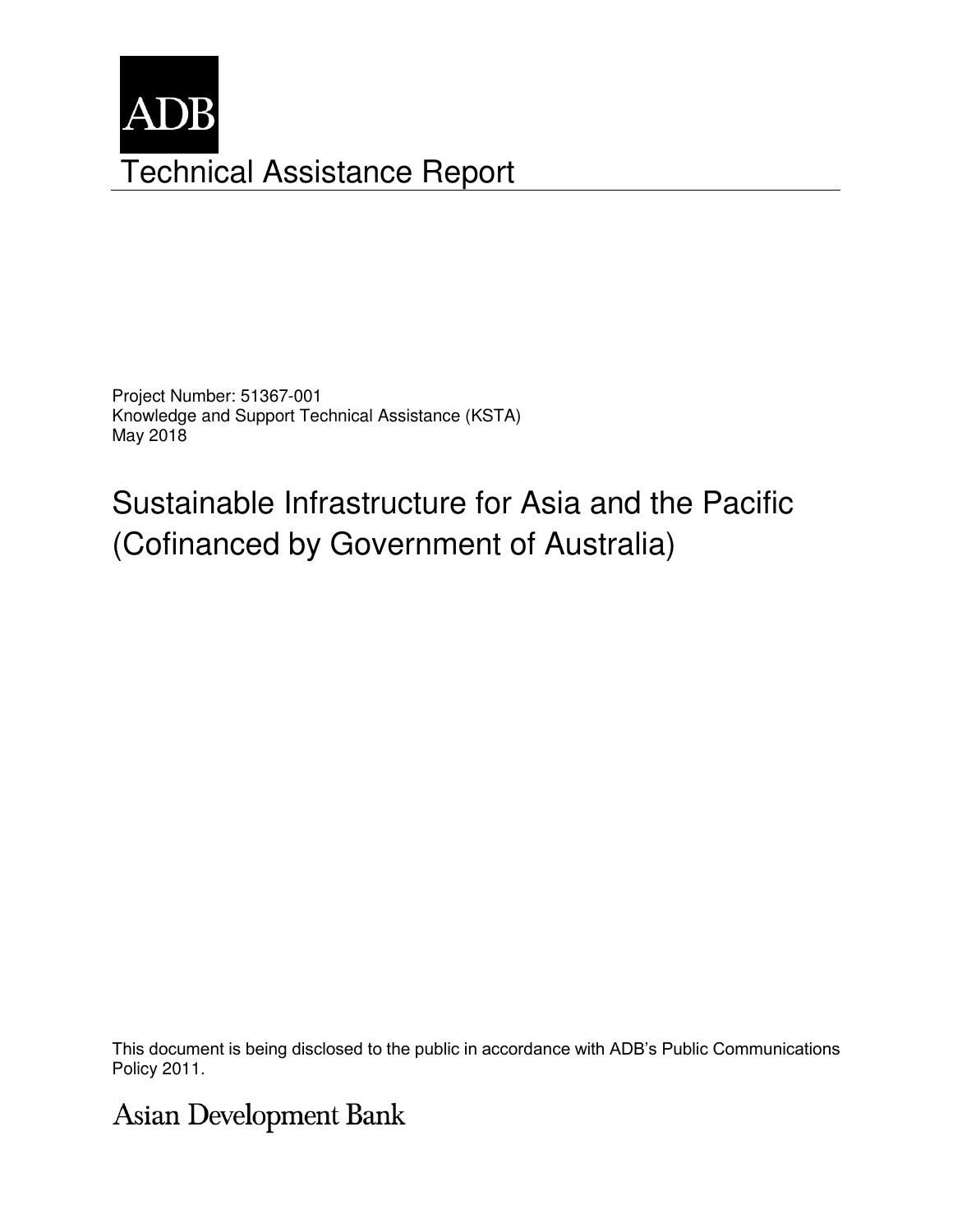ADB

# Technical Assistance Report

Project Number: 51367-001
Knowledge and Support Technical Assistance (KSTA)
May 2018

## Sustainable Infrastructure for Asia and the Pacific (Cofinanced by Government of Australia)

This document is being disclosed to the public in accordance with ADB's Public Communications Policy 2011.

Asian Development Bank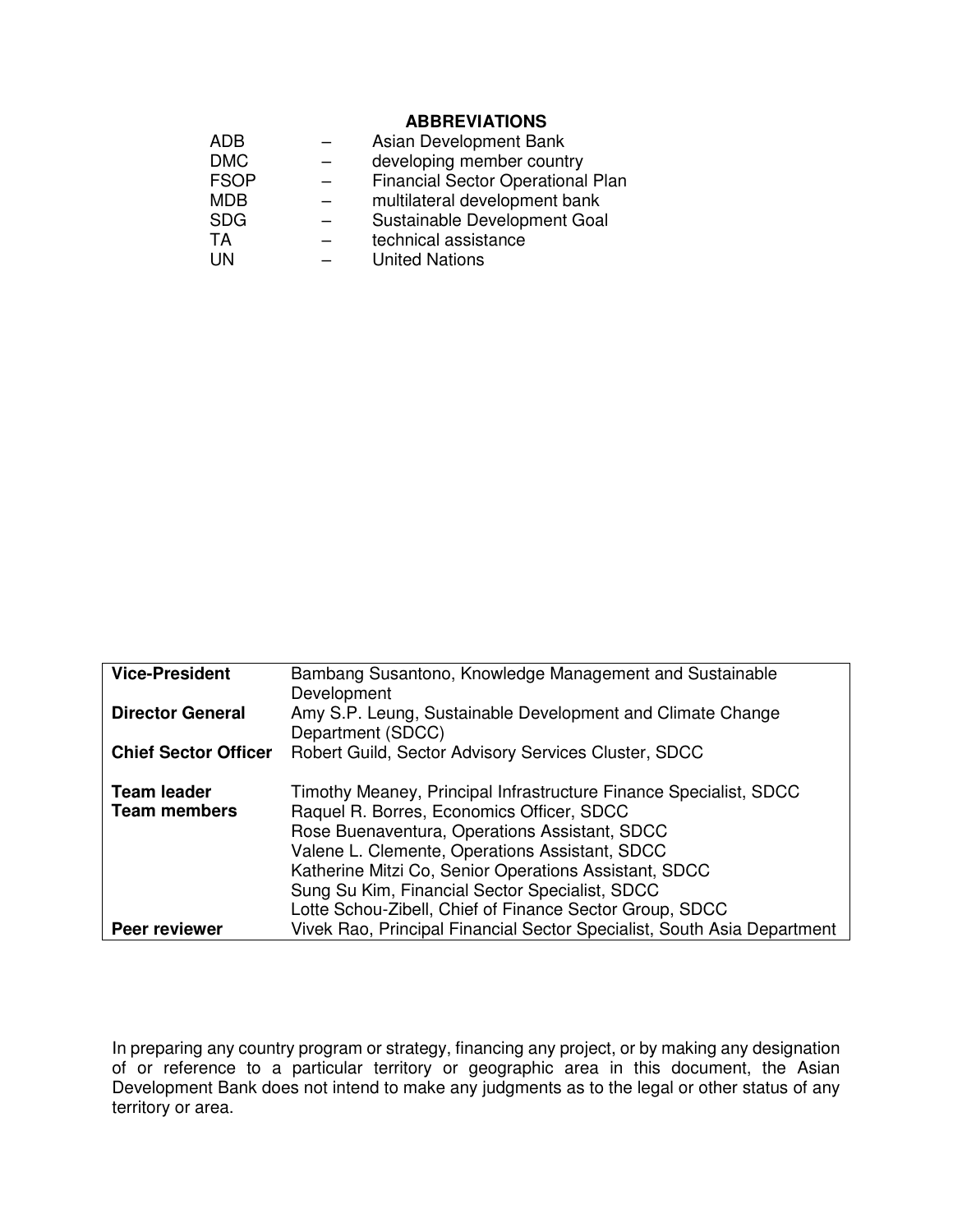## ABBREVIATIONS

| | | |
|---|---|---|
| ADB | – | Asian Development Bank |
| DMC | – | developing member country |
| FSOP | – | Financial Sector Operational Plan |
| MDB | – | multilateral development bank |
| SDG | – | Sustainable Development Goal |
| TA | – | technical assistance |
| UN | – | United Nations |

| | |
|---|---|
| **Vice-President** | Bambang Susantono, Knowledge Management and Sustainable Development |
| **Director General** | Amy S.P. Leung, Sustainable Development and Climate Change Department (SDCC) |
| **Chief Sector Officer** | Robert Guild, Sector Advisory Services Cluster, SDCC |
| | |
| **Team leader** | Timothy Meaney, Principal Infrastructure Finance Specialist, SDCC |
| **Team members** | Raquel R. Borres, Economics Officer, SDCC |
| | Rose Buenaventura, Operations Assistant, SDCC |
| | Valene L. Clemente, Operations Assistant, SDCC |
| | Katherine Mitzi Co, Senior Operations Assistant, SDCC |
| | Sung Su Kim, Financial Sector Specialist, SDCC |
| | Lotte Schou-Zibell, Chief of Finance Sector Group, SDCC |
| **Peer reviewer** | Vivek Rao, Principal Financial Sector Specialist, South Asia Department |

In preparing any country program or strategy, financing any project, or by making any designation of or reference to a particular territory or geographic area in this document, the Asian Development Bank does not intend to make any judgments as to the legal or other status of any territory or area.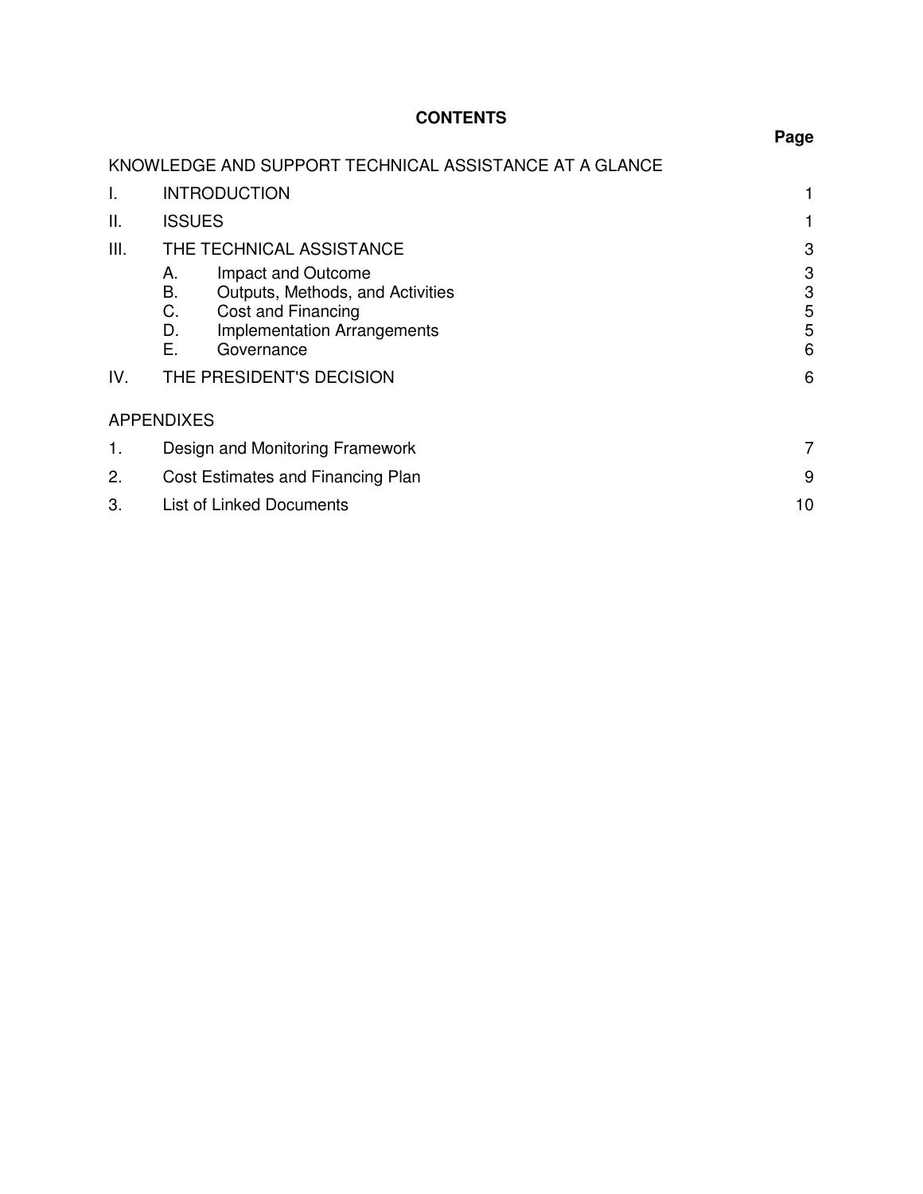# CONTENTS

| | | Page |
|---|---|---|
| KNOWLEDGE AND SUPPORT TECHNICAL ASSISTANCE AT A GLANCE | | |
| I. | INTRODUCTION | 1 |
| II. | ISSUES | 1 |
| III. | THE TECHNICAL ASSISTANCE | 3 |
| | A. Impact and Outcome | 3 |
| | B. Outputs, Methods, and Activities | 3 |
| | C. Cost and Financing | 5 |
| | D. Implementation Arrangements | 5 |
| | E. Governance | 6 |
| IV. | THE PRESIDENT'S DECISION | 6 |
| APPENDIXES | | |
| 1. | Design and Monitoring Framework | 7 |
| 2. | Cost Estimates and Financing Plan | 9 |
| 3. | List of Linked Documents | 10 |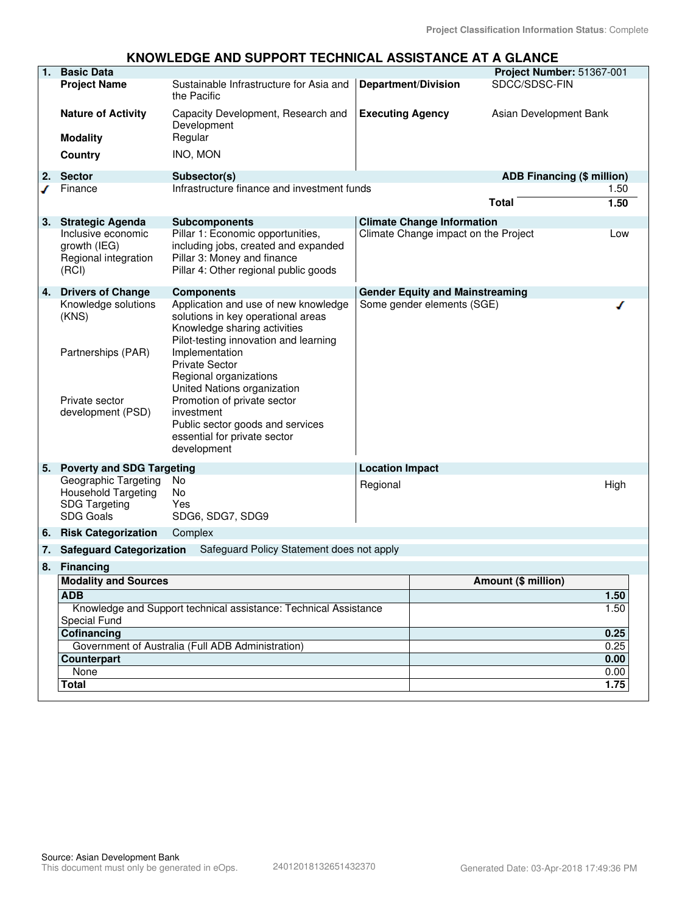Project Classification Information Status: Complete

# KNOWLEDGE AND SUPPORT TECHNICAL ASSISTANCE AT A GLANCE

| 1. | Basic Data | | | Project Number: 51367-001 |
|---|---|---|---|---|
| | Project Name | Sustainable Infrastructure for Asia and the Pacific | Department/Division | SDCC/SDSC-FIN |
| | Nature of Activity | Capacity Development, Research and Development | Executing Agency | Asian Development Bank |
| | Modality | Regular | | |
| | Country | INO, MON | | |

| 2. | Sector | Subsector(s) | ADB Financing ($ million) |
|---|---|---|---|
| ✓ | Finance | Infrastructure finance and investment funds | 1.50 |
| | | Total | 1.50 |

| 3. | Strategic Agenda | Subcomponents | Climate Change Information | |
|---|---|---|---|---|
| | Inclusive economic growth (IEG) | Pillar 1: Economic opportunities, including jobs, created and expanded | Climate Change impact on the Project | Low |
| | Regional integration (RCI) | Pillar 3: Money and finance<br>Pillar 4: Other regional public goods | | |

| 4. | Drivers of Change | Components | Gender Equity and Mainstreaming | |
|---|---|---|---|---|
| | Knowledge solutions (KNS) | Application and use of new knowledge solutions in key operational areas<br>Knowledge sharing activities<br>Pilot-testing innovation and learning | Some gender elements (SGE) | ✓ |
| | Partnerships (PAR) | Implementation<br>Private Sector<br>Regional organizations<br>United Nations organization | | |
| | Private sector development (PSD) | Promotion of private sector investment<br>Public sector goods and services essential for private sector development | | |

| 5. | Poverty and SDG Targeting | | Location Impact | |
|---|---|---|---|---|
| | Geographic Targeting | No | Regional | High |
| | Household Targeting | No | | |
| | SDG Targeting | Yes | | |
| | SDG Goals | SDG6, SDG7, SDG9 | | |

**6. Risk Categorization** Complex

**7. Safeguard Categorization** Safeguard Policy Statement does not apply

**8. Financing**

| Modality and Sources | Amount ($ million) |
|---|---|
| **ADB** | **1.50** |
| Knowledge and Support technical assistance: Technical Assistance Special Fund | 1.50 |
| **Cofinancing** | **0.25** |
| Government of Australia (Full ADB Administration) | 0.25 |
| **Counterpart** | **0.00** |
| None | 0.00 |
| **Total** | **1.75** |

Source: Asian Development Bank
This document must only be generated in eOps. 24012018132651432370 Generated Date: 03-Apr-2018 17:49:36 PM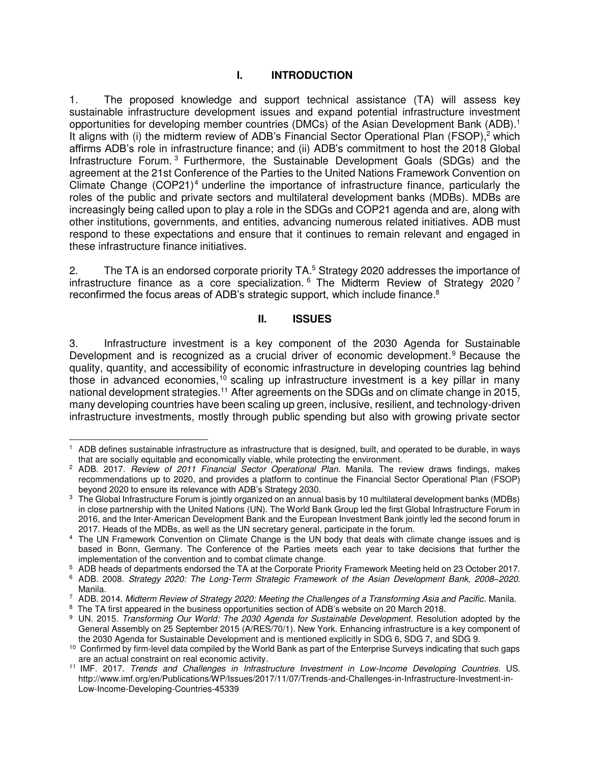# I. INTRODUCTION

1. The proposed knowledge and support technical assistance (TA) will assess key sustainable infrastructure development issues and expand potential infrastructure investment opportunities for developing member countries (DMCs) of the Asian Development Bank (ADB).[1] It aligns with (i) the midterm review of ADB's Financial Sector Operational Plan (FSOP),[2] which affirms ADB's role in infrastructure finance; and (ii) ADB's commitment to host the 2018 Global Infrastructure Forum.[3] Furthermore, the Sustainable Development Goals (SDGs) and the agreement at the 21st Conference of the Parties to the United Nations Framework Convention on Climate Change (COP21)[4] underline the importance of infrastructure finance, particularly the roles of the public and private sectors and multilateral development banks (MDBs). MDBs are increasingly being called upon to play a role in the SDGs and COP21 agenda and are, along with other institutions, governments, and entities, advancing numerous related initiatives. ADB must respond to these expectations and ensure that it continues to remain relevant and engaged in these infrastructure finance initiatives.

2. The TA is an endorsed corporate priority TA.[5] Strategy 2020 addresses the importance of infrastructure finance as a core specialization.[6] The Midterm Review of Strategy 2020[7] reconfirmed the focus areas of ADB's strategic support, which include finance.[8]

# II. ISSUES

3. Infrastructure investment is a key component of the 2030 Agenda for Sustainable Development and is recognized as a crucial driver of economic development.[9] Because the quality, quantity, and accessibility of economic infrastructure in developing countries lag behind those in advanced economies,[10] scaling up infrastructure investment is a key pillar in many national development strategies.[11] After agreements on the SDGs and on climate change in 2015, many developing countries have been scaling up green, inclusive, resilient, and technology-driven infrastructure investments, mostly through public spending but also with growing private sector

---

[1] ADB defines sustainable infrastructure as infrastructure that is designed, built, and operated to be durable, in ways that are socially equitable and economically viable, while protecting the environment.

[2] ADB. 2017. *Review of 2011 Financial Sector Operational Plan*. Manila. The review draws findings, makes recommendations up to 2020, and provides a platform to continue the Financial Sector Operational Plan (FSOP) beyond 2020 to ensure its relevance with ADB's Strategy 2030.

[3] The Global Infrastructure Forum is jointly organized on an annual basis by 10 multilateral development banks (MDBs) in close partnership with the United Nations (UN). The World Bank Group led the first Global Infrastructure Forum in 2016, and the Inter-American Development Bank and the European Investment Bank jointly led the second forum in 2017. Heads of the MDBs, as well as the UN secretary general, participate in the forum.

[4] The UN Framework Convention on Climate Change is the UN body that deals with climate change issues and is based in Bonn, Germany. The Conference of the Parties meets each year to take decisions that further the implementation of the convention and to combat climate change.

[5] ADB heads of departments endorsed the TA at the Corporate Priority Framework Meeting held on 23 October 2017.

[6] ADB. 2008. *Strategy 2020: The Long-Term Strategic Framework of the Asian Development Bank, 2008–2020*. Manila.

[7] ADB. 2014. *Midterm Review of Strategy 2020: Meeting the Challenges of a Transforming Asia and Pacific*. Manila.

[8] The TA first appeared in the business opportunities section of ADB's website on 20 March 2018.

[9] UN. 2015. *Transforming Our World: The 2030 Agenda for Sustainable Development*. Resolution adopted by the General Assembly on 25 September 2015 (A/RES/70/1). New York. Enhancing infrastructure is a key component of the 2030 Agenda for Sustainable Development and is mentioned explicitly in SDG 6, SDG 7, and SDG 9.

[10] Confirmed by firm-level data compiled by the World Bank as part of the Enterprise Surveys indicating that such gaps are an actual constraint on real economic activity.

[11] IMF. 2017. *Trends and Challenges in Infrastructure Investment in Low-Income Developing Countries*. US. http://www.imf.org/en/Publications/WP/Issues/2017/11/07/Trends-and-Challenges-in-Infrastructure-Investment-in-Low-Income-Developing-Countries-45339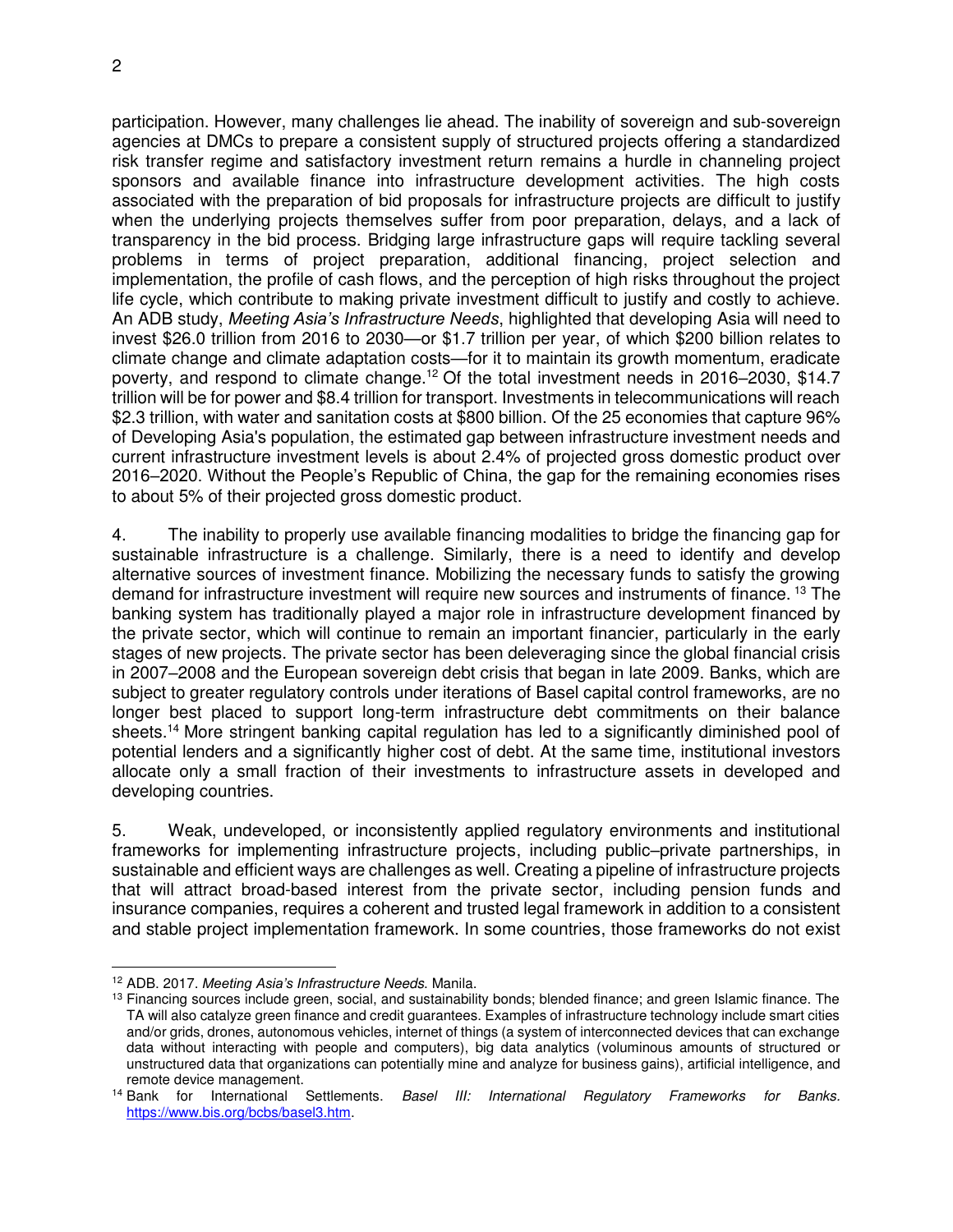participation. However, many challenges lie ahead. The inability of sovereign and sub-sovereign agencies at DMCs to prepare a consistent supply of structured projects offering a standardized risk transfer regime and satisfactory investment return remains a hurdle in channeling project sponsors and available finance into infrastructure development activities. The high costs associated with the preparation of bid proposals for infrastructure projects are difficult to justify when the underlying projects themselves suffer from poor preparation, delays, and a lack of transparency in the bid process. Bridging large infrastructure gaps will require tackling several problems in terms of project preparation, additional financing, project selection and implementation, the profile of cash flows, and the perception of high risks throughout the project life cycle, which contribute to making private investment difficult to justify and costly to achieve. An ADB study, *Meeting Asia's Infrastructure Needs*, highlighted that developing Asia will need to invest $26.0 trillion from 2016 to 2030—or $1.7 trillion per year, of which $200 billion relates to climate change and climate adaptation costs—for it to maintain its growth momentum, eradicate poverty, and respond to climate change.[12] Of the total investment needs in 2016–2030, $14.7 trillion will be for power and $8.4 trillion for transport. Investments in telecommunications will reach $2.3 trillion, with water and sanitation costs at $800 billion. Of the 25 economies that capture 96% of Developing Asia's population, the estimated gap between infrastructure investment needs and current infrastructure investment levels is about 2.4% of projected gross domestic product over 2016–2020. Without the People's Republic of China, the gap for the remaining economies rises to about 5% of their projected gross domestic product.

4. The inability to properly use available financing modalities to bridge the financing gap for sustainable infrastructure is a challenge. Similarly, there is a need to identify and develop alternative sources of investment finance. Mobilizing the necessary funds to satisfy the growing demand for infrastructure investment will require new sources and instruments of finance.[13] The banking system has traditionally played a major role in infrastructure development financed by the private sector, which will continue to remain an important financier, particularly in the early stages of new projects. The private sector has been deleveraging since the global financial crisis in 2007–2008 and the European sovereign debt crisis that began in late 2009. Banks, which are subject to greater regulatory controls under iterations of Basel capital control frameworks, are no longer best placed to support long-term infrastructure debt commitments on their balance sheets.[14] More stringent banking capital regulation has led to a significantly diminished pool of potential lenders and a significantly higher cost of debt. At the same time, institutional investors allocate only a small fraction of their investments to infrastructure assets in developed and developing countries.

5. Weak, undeveloped, or inconsistently applied regulatory environments and institutional frameworks for implementing infrastructure projects, including public–private partnerships, in sustainable and efficient ways are challenges as well. Creating a pipeline of infrastructure projects that will attract broad-based interest from the private sector, including pension funds and insurance companies, requires a coherent and trusted legal framework in addition to a consistent and stable project implementation framework. In some countries, those frameworks do not exist

---

[12] ADB. 2017. *Meeting Asia's Infrastructure Needs.* Manila.

[13] Financing sources include green, social, and sustainability bonds; blended finance; and green Islamic finance. The TA will also catalyze green finance and credit guarantees. Examples of infrastructure technology include smart cities and/or grids, drones, autonomous vehicles, internet of things (a system of interconnected devices that can exchange data without interacting with people and computers), big data analytics (voluminous amounts of structured or unstructured data that organizations can potentially mine and analyze for business gains), artificial intelligence, and remote device management.

[14] Bank for International Settlements. *Basel III: International Regulatory Frameworks for Banks.* https://www.bis.org/bcbs/basel3.htm.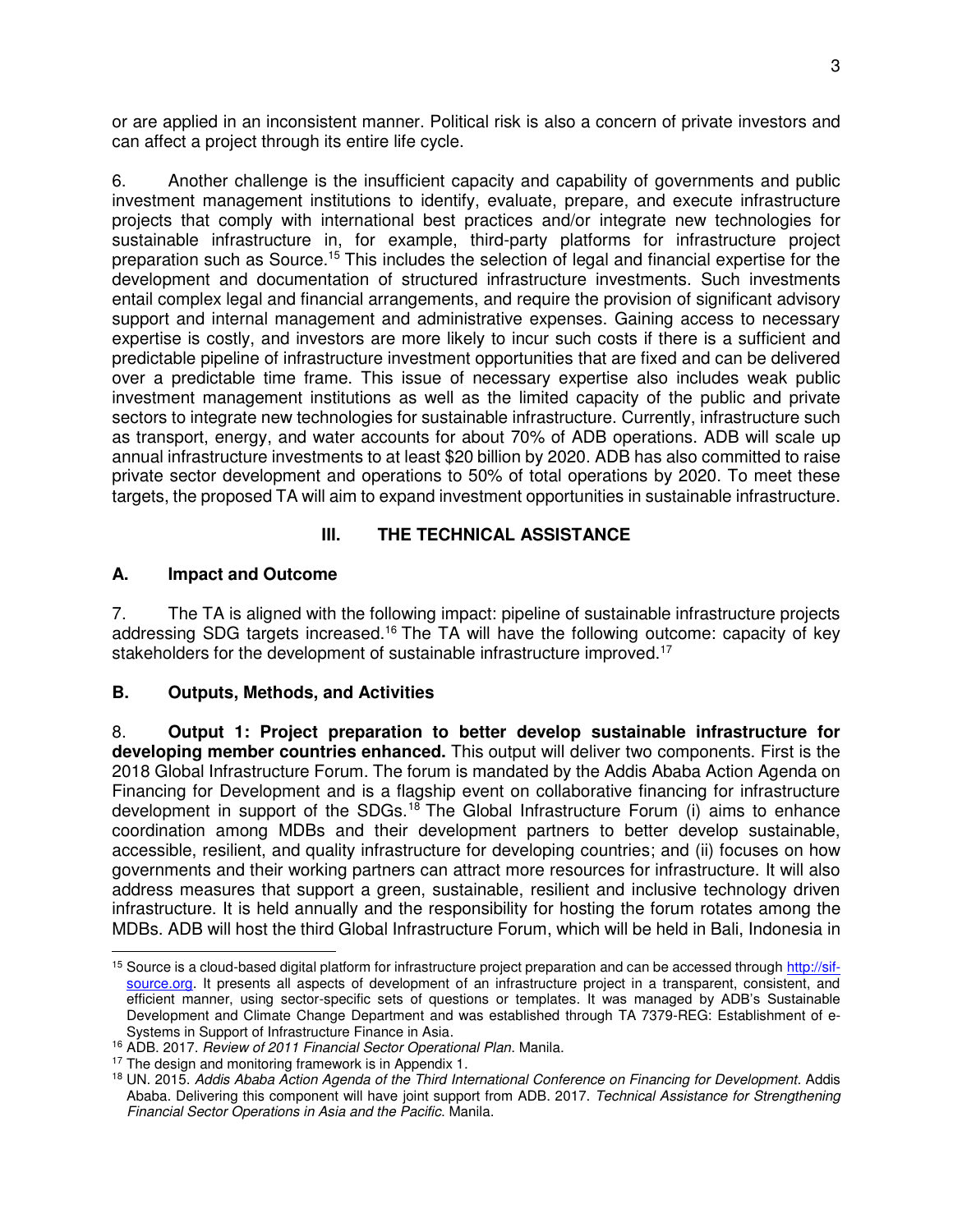or are applied in an inconsistent manner. Political risk is also a concern of private investors and can affect a project through its entire life cycle.

6. Another challenge is the insufficient capacity and capability of governments and public investment management institutions to identify, evaluate, prepare, and execute infrastructure projects that comply with international best practices and/or integrate new technologies for sustainable infrastructure in, for example, third-party platforms for infrastructure project preparation such as Source.[15] This includes the selection of legal and financial expertise for the development and documentation of structured infrastructure investments. Such investments entail complex legal and financial arrangements, and require the provision of significant advisory support and internal management and administrative expenses. Gaining access to necessary expertise is costly, and investors are more likely to incur such costs if there is a sufficient and predictable pipeline of infrastructure investment opportunities that are fixed and can be delivered over a predictable time frame. This issue of necessary expertise also includes weak public investment management institutions as well as the limited capacity of the public and private sectors to integrate new technologies for sustainable infrastructure. Currently, infrastructure such as transport, energy, and water accounts for about 70% of ADB operations. ADB will scale up annual infrastructure investments to at least $20 billion by 2020. ADB has also committed to raise private sector development and operations to 50% of total operations by 2020. To meet these targets, the proposed TA will aim to expand investment opportunities in sustainable infrastructure.

## III. THE TECHNICAL ASSISTANCE

### A. Impact and Outcome

7. The TA is aligned with the following impact: pipeline of sustainable infrastructure projects addressing SDG targets increased.[16] The TA will have the following outcome: capacity of key stakeholders for the development of sustainable infrastructure improved.[17]

### B. Outputs, Methods, and Activities

8. **Output 1: Project preparation to better develop sustainable infrastructure for developing member countries enhanced.** This output will deliver two components. First is the 2018 Global Infrastructure Forum. The forum is mandated by the Addis Ababa Action Agenda on Financing for Development and is a flagship event on collaborative financing for infrastructure development in support of the SDGs.[18] The Global Infrastructure Forum (i) aims to enhance coordination among MDBs and their development partners to better develop sustainable, accessible, resilient, and quality infrastructure for developing countries; and (ii) focuses on how governments and their working partners can attract more resources for infrastructure. It will also address measures that support a green, sustainable, resilient and inclusive technology driven infrastructure. It is held annually and the responsibility for hosting the forum rotates among the MDBs. ADB will host the third Global Infrastructure Forum, which will be held in Bali, Indonesia in

---

[15] Source is a cloud-based digital platform for infrastructure project preparation and can be accessed through http://sif-source.org. It presents all aspects of development of an infrastructure project in a transparent, consistent, and efficient manner, using sector-specific sets of questions or templates. It was managed by ADB's Sustainable Development and Climate Change Department and was established through TA 7379-REG: Establishment of e-Systems in Support of Infrastructure Finance in Asia.

[16] ADB. 2017. *Review of 2011 Financial Sector Operational Plan*. Manila.

[17] The design and monitoring framework is in Appendix 1.

[18] UN. 2015. *Addis Ababa Action Agenda of the Third International Conference on Financing for Development*. Addis Ababa. Delivering this component will have joint support from ADB. 2017. *Technical Assistance for Strengthening Financial Sector Operations in Asia and the Pacific*. Manila.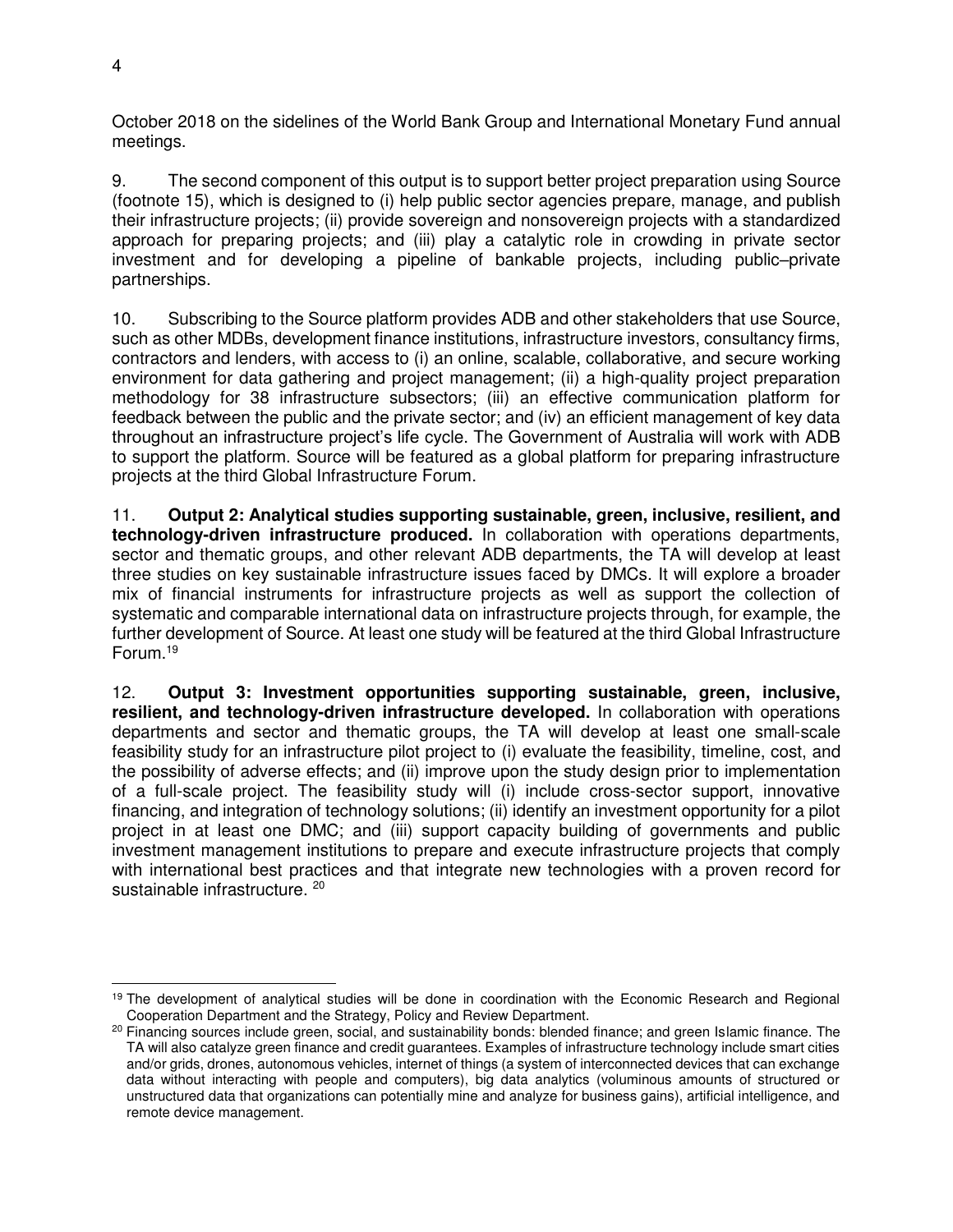October 2018 on the sidelines of the World Bank Group and International Monetary Fund annual meetings.

9. The second component of this output is to support better project preparation using Source (footnote 15), which is designed to (i) help public sector agencies prepare, manage, and publish their infrastructure projects; (ii) provide sovereign and nonsovereign projects with a standardized approach for preparing projects; and (iii) play a catalytic role in crowding in private sector investment and for developing a pipeline of bankable projects, including public–private partnerships.

10. Subscribing to the Source platform provides ADB and other stakeholders that use Source, such as other MDBs, development finance institutions, infrastructure investors, consultancy firms, contractors and lenders, with access to (i) an online, scalable, collaborative, and secure working environment for data gathering and project management; (ii) a high-quality project preparation methodology for 38 infrastructure subsectors; (iii) an effective communication platform for feedback between the public and the private sector; and (iv) an efficient management of key data throughout an infrastructure project's life cycle. The Government of Australia will work with ADB to support the platform. Source will be featured as a global platform for preparing infrastructure projects at the third Global Infrastructure Forum.

11. **Output 2: Analytical studies supporting sustainable, green, inclusive, resilient, and technology-driven infrastructure produced.** In collaboration with operations departments, sector and thematic groups, and other relevant ADB departments, the TA will develop at least three studies on key sustainable infrastructure issues faced by DMCs. It will explore a broader mix of financial instruments for infrastructure projects as well as support the collection of systematic and comparable international data on infrastructure projects through, for example, the further development of Source. At least one study will be featured at the third Global Infrastructure Forum.[19]

12. **Output 3: Investment opportunities supporting sustainable, green, inclusive, resilient, and technology-driven infrastructure developed.** In collaboration with operations departments and sector and thematic groups, the TA will develop at least one small-scale feasibility study for an infrastructure pilot project to (i) evaluate the feasibility, timeline, cost, and the possibility of adverse effects; and (ii) improve upon the study design prior to implementation of a full-scale project. The feasibility study will (i) include cross-sector support, innovative financing, and integration of technology solutions; (ii) identify an investment opportunity for a pilot project in at least one DMC; and (iii) support capacity building of governments and public investment management institutions to prepare and execute infrastructure projects that comply with international best practices and that integrate new technologies with a proven record for sustainable infrastructure.[20]

---

[19] The development of analytical studies will be done in coordination with the Economic Research and Regional Cooperation Department and the Strategy, Policy and Review Department.

[20] Financing sources include green, social, and sustainability bonds: blended finance; and green Islamic finance. The TA will also catalyze green finance and credit guarantees. Examples of infrastructure technology include smart cities and/or grids, drones, autonomous vehicles, internet of things (a system of interconnected devices that can exchange data without interacting with people and computers), big data analytics (voluminous amounts of structured or unstructured data that organizations can potentially mine and analyze for business gains), artificial intelligence, and remote device management.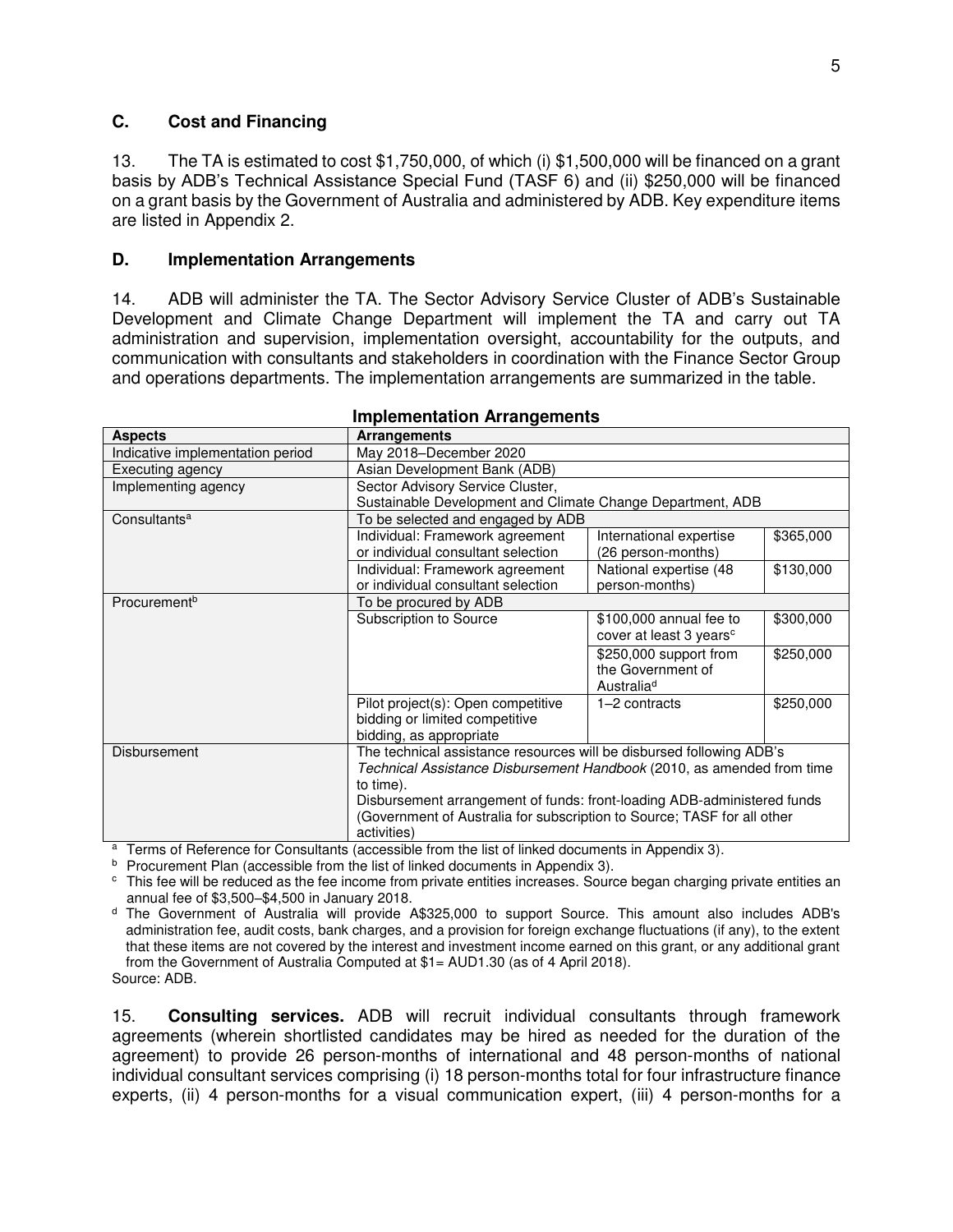### C. Cost and Financing

13. The TA is estimated to cost $1,750,000, of which (i) $1,500,000 will be financed on a grant basis by ADB's Technical Assistance Special Fund (TASF 6) and (ii) $250,000 will be financed on a grant basis by the Government of Australia and administered by ADB. Key expenditure items are listed in Appendix 2.

### D. Implementation Arrangements

14. ADB will administer the TA. The Sector Advisory Service Cluster of ADB's Sustainable Development and Climate Change Department will implement the TA and carry out TA administration and supervision, implementation oversight, accountability for the outputs, and communication with consultants and stakeholders in coordination with the Finance Sector Group and operations departments. The implementation arrangements are summarized in the table.

**Implementation Arrangements**

| Aspects | Arrangements | | |
|---|---|---|---|
| Indicative implementation period | May 2018–December 2020 | | |
| Executing agency | Asian Development Bank (ADB) | | |
| Implementing agency | Sector Advisory Service Cluster, Sustainable Development and Climate Change Department, ADB | | |
| Consultants[a] | To be selected and engaged by ADB | | |
| | Individual: Framework agreement or individual consultant selection | International expertise (26 person-months) | $365,000 |
| | Individual: Framework agreement or individual consultant selection | National expertise (48 person-months) | $130,000 |
| Procurement[b] | To be procured by ADB | | |
| | Subscription to Source | $100,000 annual fee to cover at least 3 years[c] | $300,000 |
| | | $250,000 support from the Government of Australia[d] | $250,000 |
| | Pilot project(s): Open competitive bidding or limited competitive bidding, as appropriate | 1–2 contracts | $250,000 |
| Disbursement | The technical assistance resources will be disbursed following ADB's *Technical Assistance Disbursement Handbook* (2010, as amended from time to time). Disbursement arrangement of funds: front-loading ADB-administered funds (Government of Australia for subscription to Source; TASF for all other activities) | | |

[a] Terms of Reference for Consultants (accessible from the list of linked documents in Appendix 3).

[b] Procurement Plan (accessible from the list of linked documents in Appendix 3).

[c] This fee will be reduced as the fee income from private entities increases. Source began charging private entities an annual fee of $3,500–$4,500 in January 2018.

[d] The Government of Australia will provide A$325,000 to support Source. This amount also includes ADB's administration fee, audit costs, bank charges, and a provision for foreign exchange fluctuations (if any), to the extent that these items are not covered by the interest and investment income earned on this grant, or any additional grant from the Government of Australia Computed at $1= AUD1.30 (as of 4 April 2018).

Source: ADB.

15. **Consulting services.** ADB will recruit individual consultants through framework agreements (wherein shortlisted candidates may be hired as needed for the duration of the agreement) to provide 26 person-months of international and 48 person-months of national individual consultant services comprising (i) 18 person-months total for four infrastructure finance experts, (ii) 4 person-months for a visual communication expert, (iii) 4 person-months for a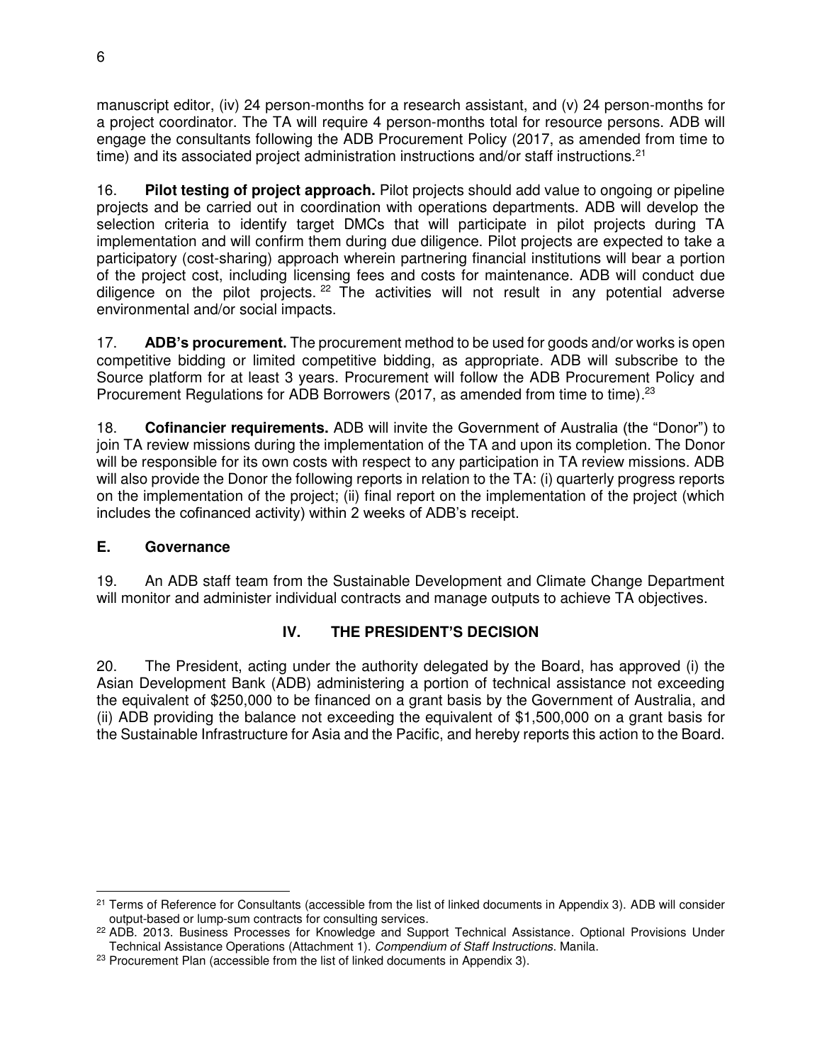manuscript editor, (iv) 24 person-months for a research assistant, and (v) 24 person-months for a project coordinator. The TA will require 4 person-months total for resource persons. ADB will engage the consultants following the ADB Procurement Policy (2017, as amended from time to time) and its associated project administration instructions and/or staff instructions.[21]

16. **Pilot testing of project approach.** Pilot projects should add value to ongoing or pipeline projects and be carried out in coordination with operations departments. ADB will develop the selection criteria to identify target DMCs that will participate in pilot projects during TA implementation and will confirm them during due diligence. Pilot projects are expected to take a participatory (cost-sharing) approach wherein partnering financial institutions will bear a portion of the project cost, including licensing fees and costs for maintenance. ADB will conduct due diligence on the pilot projects.[22] The activities will not result in any potential adverse environmental and/or social impacts.

17. **ADB's procurement.** The procurement method to be used for goods and/or works is open competitive bidding or limited competitive bidding, as appropriate. ADB will subscribe to the Source platform for at least 3 years. Procurement will follow the ADB Procurement Policy and Procurement Regulations for ADB Borrowers (2017, as amended from time to time).[23]

18. **Cofinancier requirements.** ADB will invite the Government of Australia (the "Donor") to join TA review missions during the implementation of the TA and upon its completion. The Donor will be responsible for its own costs with respect to any participation in TA review missions. ADB will also provide the Donor the following reports in relation to the TA: (i) quarterly progress reports on the implementation of the project; (ii) final report on the implementation of the project (which includes the cofinanced activity) within 2 weeks of ADB's receipt.

## E. Governance

19. An ADB staff team from the Sustainable Development and Climate Change Department will monitor and administer individual contracts and manage outputs to achieve TA objectives.

# IV. THE PRESIDENT'S DECISION

20. The President, acting under the authority delegated by the Board, has approved (i) the Asian Development Bank (ADB) administering a portion of technical assistance not exceeding the equivalent of $250,000 to be financed on a grant basis by the Government of Australia, and (ii) ADB providing the balance not exceeding the equivalent of $1,500,000 on a grant basis for the Sustainable Infrastructure for Asia and the Pacific, and hereby reports this action to the Board.

---

[21] Terms of Reference for Consultants (accessible from the list of linked documents in Appendix 3). ADB will consider output-based or lump-sum contracts for consulting services.

[22] ADB. 2013. Business Processes for Knowledge and Support Technical Assistance. Optional Provisions Under Technical Assistance Operations (Attachment 1). *Compendium of Staff Instructions.* Manila.

[23] Procurement Plan (accessible from the list of linked documents in Appendix 3).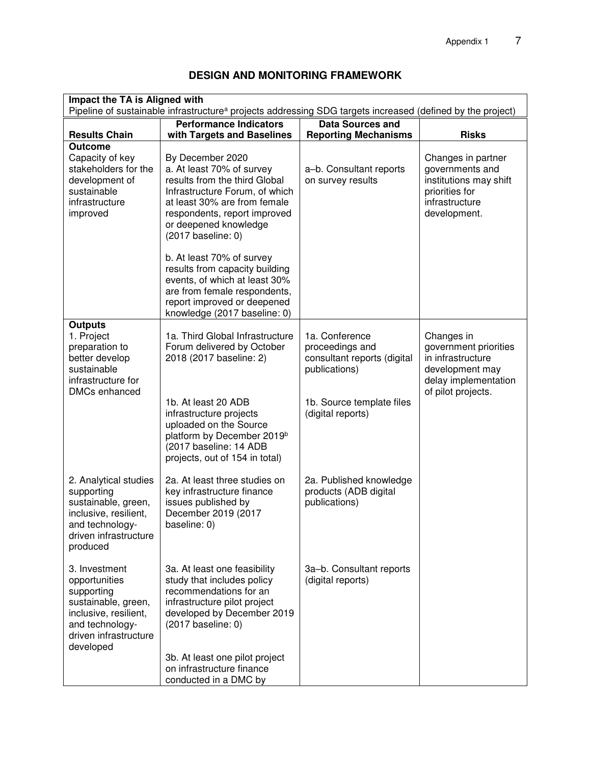## DESIGN AND MONITORING FRAMEWORK

**Impact the TA is Aligned with**

Pipeline of sustainable infrastructure[a] projects addressing SDG targets increased (defined by the project)

| Results Chain | Performance Indicators with Targets and Baselines | Data Sources and Reporting Mechanisms | Risks |
|---|---|---|---|
| **Outcome**<br>Capacity of key stakeholders for the development of sustainable infrastructure improved | By December 2020<br>a. At least 70% of survey results from the third Global Infrastructure Forum, of which at least 30% are from female respondents, report improved or deepened knowledge (2017 baseline: 0)<br><br>b. At least 70% of survey results from capacity building events, of which at least 30% are from female respondents, report improved or deepened knowledge (2017 baseline: 0) | a–b. Consultant reports on survey results | Changes in partner governments and institutions may shift priorities for infrastructure development. |
| **Outputs**<br>1. Project preparation to better develop sustainable infrastructure for DMCs enhanced | 1a. Third Global Infrastructure Forum delivered by October 2018 (2017 baseline: 2)<br><br>1b. At least 20 ADB infrastructure projects uploaded on the Source platform by December 2019[b] (2017 baseline: 14 ADB projects, out of 154 in total) | 1a. Conference proceedings and consultant reports (digital publications)<br><br>1b. Source template files (digital reports) | Changes in government priorities in infrastructure development may delay implementation of pilot projects. |
| 2. Analytical studies supporting sustainable, green, inclusive, resilient, and technology-driven infrastructure produced | 2a. At least three studies on key infrastructure finance issues published by December 2019 (2017 baseline: 0) | 2a. Published knowledge products (ADB digital publications) | |
| 3. Investment opportunities supporting sustainable, green, inclusive, resilient, and technology-driven infrastructure developed | 3a. At least one feasibility study that includes policy recommendations for an infrastructure pilot project developed by December 2019 (2017 baseline: 0)<br><br>3b. At least one pilot project on infrastructure finance conducted in a DMC by | 3a–b. Consultant reports (digital reports) | |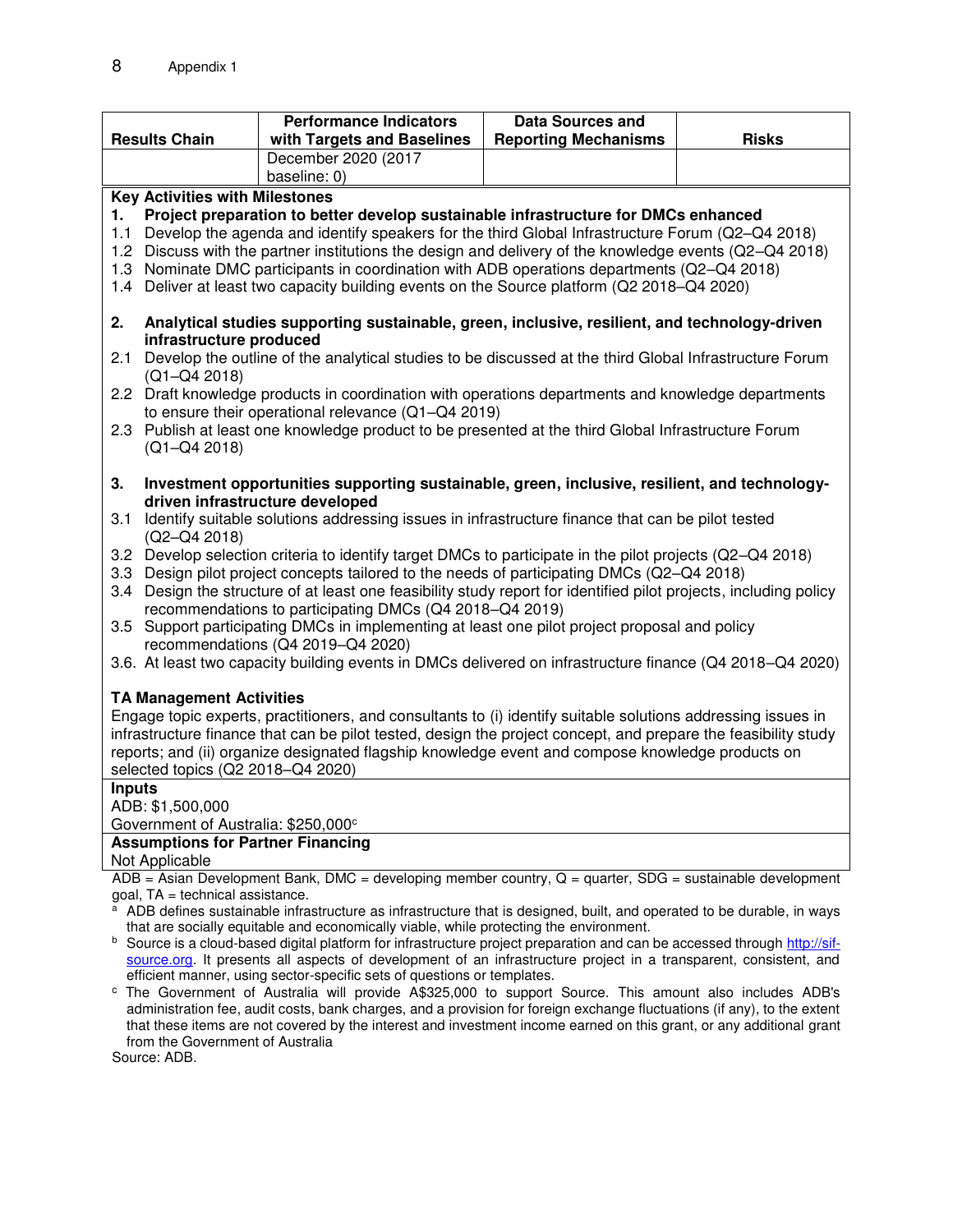| Results Chain | Performance Indicators with Targets and Baselines | Data Sources and Reporting Mechanisms | Risks |
|---|---|---|---|
| | December 2020 (2017 baseline: 0) | | |

**Key Activities with Milestones**

**1. Project preparation to better develop sustainable infrastructure for DMCs enhanced**

1.1 Develop the agenda and identify speakers for the third Global Infrastructure Forum (Q2–Q4 2018)
1.2 Discuss with the partner institutions the design and delivery of the knowledge events (Q2–Q4 2018)
1.3 Nominate DMC participants in coordination with ADB operations departments (Q2–Q4 2018)
1.4 Deliver at least two capacity building events on the Source platform (Q2 2018–Q4 2020)

**2. Analytical studies supporting sustainable, green, inclusive, resilient, and technology-driven infrastructure produced**

2.1 Develop the outline of the analytical studies to be discussed at the third Global Infrastructure Forum (Q1–Q4 2018)
2.2 Draft knowledge products in coordination with operations departments and knowledge departments to ensure their operational relevance (Q1–Q4 2019)
2.3 Publish at least one knowledge product to be presented at the third Global Infrastructure Forum (Q1–Q4 2018)

**3. Investment opportunities supporting sustainable, green, inclusive, resilient, and technology-driven infrastructure developed**

3.1 Identify suitable solutions addressing issues in infrastructure finance that can be pilot tested (Q2–Q4 2018)
3.2 Develop selection criteria to identify target DMCs to participate in the pilot projects (Q2–Q4 2018)
3.3 Design pilot project concepts tailored to the needs of participating DMCs (Q2–Q4 2018)
3.4 Design the structure of at least one feasibility study report for identified pilot projects, including policy recommendations to participating DMCs (Q4 2018–Q4 2019)
3.5 Support participating DMCs in implementing at least one pilot project proposal and policy recommendations (Q4 2019–Q4 2020)
3.6. At least two capacity building events in DMCs delivered on infrastructure finance (Q4 2018–Q4 2020)

**TA Management Activities**

Engage topic experts, practitioners, and consultants to (i) identify suitable solutions addressing issues in infrastructure finance that can be pilot tested, design the project concept, and prepare the feasibility study reports; and (ii) organize designated flagship knowledge event and compose knowledge products on selected topics (Q2 2018–Q4 2020)

**Inputs**

ADB: $1,500,000
Government of Australia: $250,000[c]

**Assumptions for Partner Financing**

Not Applicable

ADB = Asian Development Bank, DMC = developing member country, Q = quarter, SDG = sustainable development goal, TA = technical assistance.

[a] ADB defines sustainable infrastructure as infrastructure that is designed, built, and operated to be durable, in ways that are socially equitable and economically viable, while protecting the environment.

[b] Source is a cloud-based digital platform for infrastructure project preparation and can be accessed through http://sif-source.org. It presents all aspects of development of an infrastructure project in a transparent, consistent, and efficient manner, using sector-specific sets of questions or templates.

[c] The Government of Australia will provide A$325,000 to support Source. This amount also includes ADB's administration fee, audit costs, bank charges, and a provision for foreign exchange fluctuations (if any), to the extent that these items are not covered by the interest and investment income earned on this grant, or any additional grant from the Government of Australia

Source: ADB.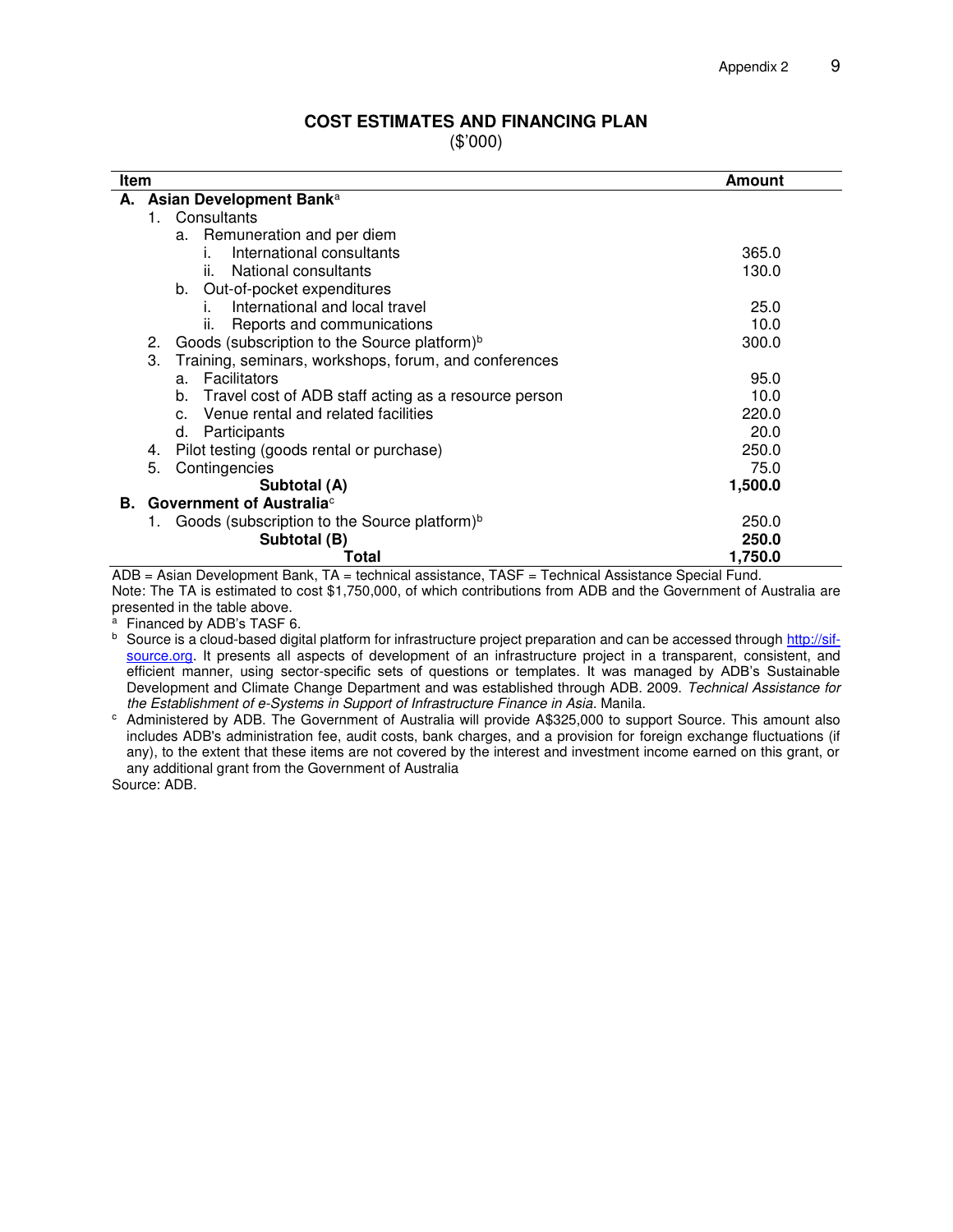## COST ESTIMATES AND FINANCING PLAN

($'000)

| Item | Amount |
|---|---|
| **A. Asian Development Bank**[a] | |
| 1. Consultants | |
| a. Remuneration and per diem | |
| i. International consultants | 365.0 |
| ii. National consultants | 130.0 |
| b. Out-of-pocket expenditures | |
| i. International and local travel | 25.0 |
| ii. Reports and communications | 10.0 |
| 2. Goods (subscription to the Source platform)[b] | 300.0 |
| 3. Training, seminars, workshops, forum, and conferences | |
| a. Facilitators | 95.0 |
| b. Travel cost of ADB staff acting as a resource person | 10.0 |
| c. Venue rental and related facilities | 220.0 |
| d. Participants | 20.0 |
| 4. Pilot testing (goods rental or purchase) | 250.0 |
| 5. Contingencies | 75.0 |
| **Subtotal (A)** | **1,500.0** |
| **B. Government of Australia**[c] | |
| 1. Goods (subscription to the Source platform)[b] | 250.0 |
| **Subtotal (B)** | **250.0** |
| **Total** | **1,750.0** |

ADB = Asian Development Bank, TA = technical assistance, TASF = Technical Assistance Special Fund.

Note: The TA is estimated to cost $1,750,000, of which contributions from ADB and the Government of Australia are presented in the table above.

[a] Financed by ADB's TASF 6.

[b] Source is a cloud-based digital platform for infrastructure project preparation and can be accessed through http://sif-source.org. It presents all aspects of development of an infrastructure project in a transparent, consistent, and efficient manner, using sector-specific sets of questions or templates. It was managed by ADB's Sustainable Development and Climate Change Department and was established through ADB. 2009. *Technical Assistance for the Establishment of e-Systems in Support of Infrastructure Finance in Asia*. Manila.

[c] Administered by ADB. The Government of Australia will provide A$325,000 to support Source. This amount also includes ADB's administration fee, audit costs, bank charges, and a provision for foreign exchange fluctuations (if any), to the extent that these items are not covered by the interest and investment income earned on this grant, or any additional grant from the Government of Australia

Source: ADB.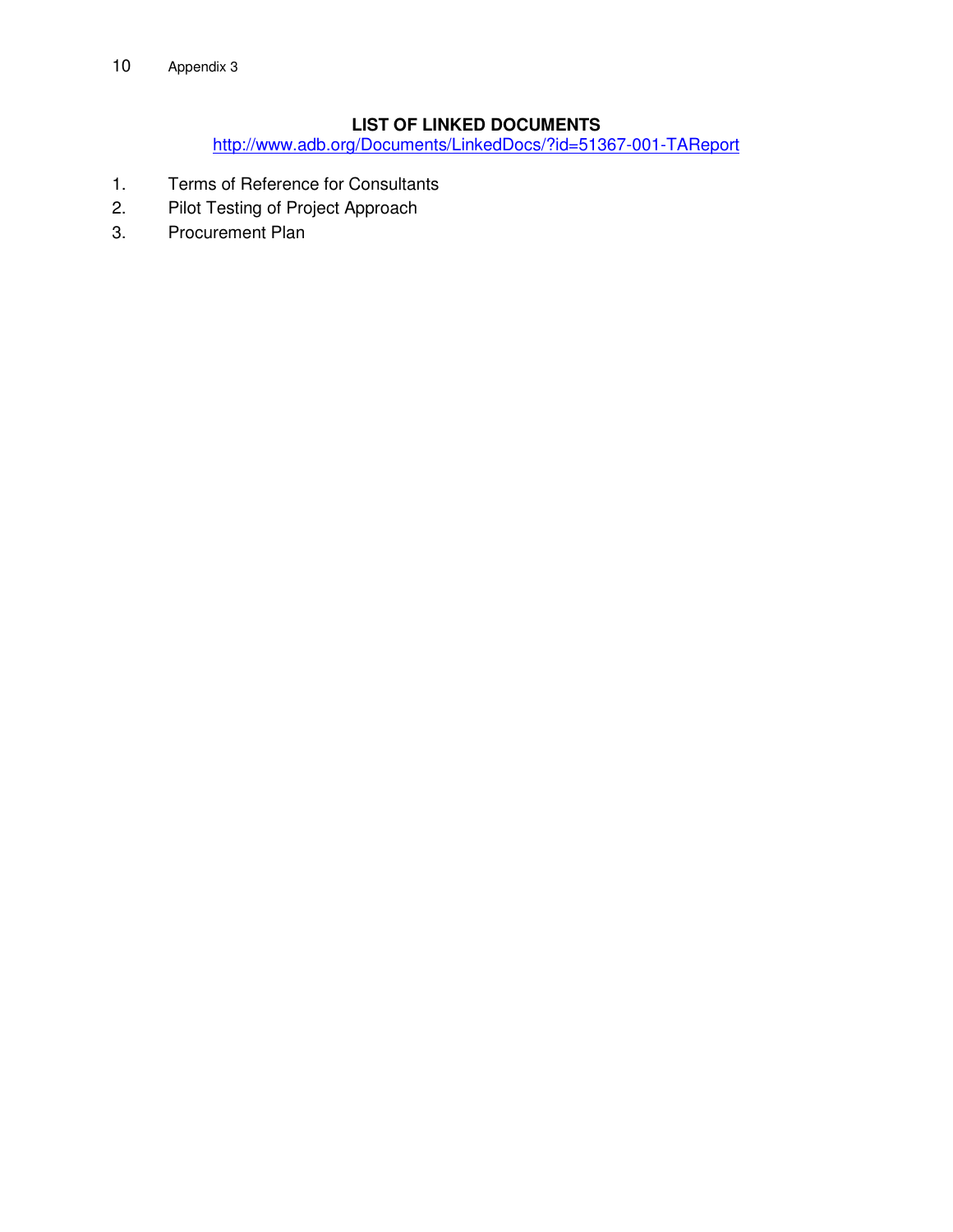## LIST OF LINKED DOCUMENTS

http://www.adb.org/Documents/LinkedDocs/?id=51367-001-TAReport

1. Terms of Reference for Consultants
2. Pilot Testing of Project Approach
3. Procurement Plan